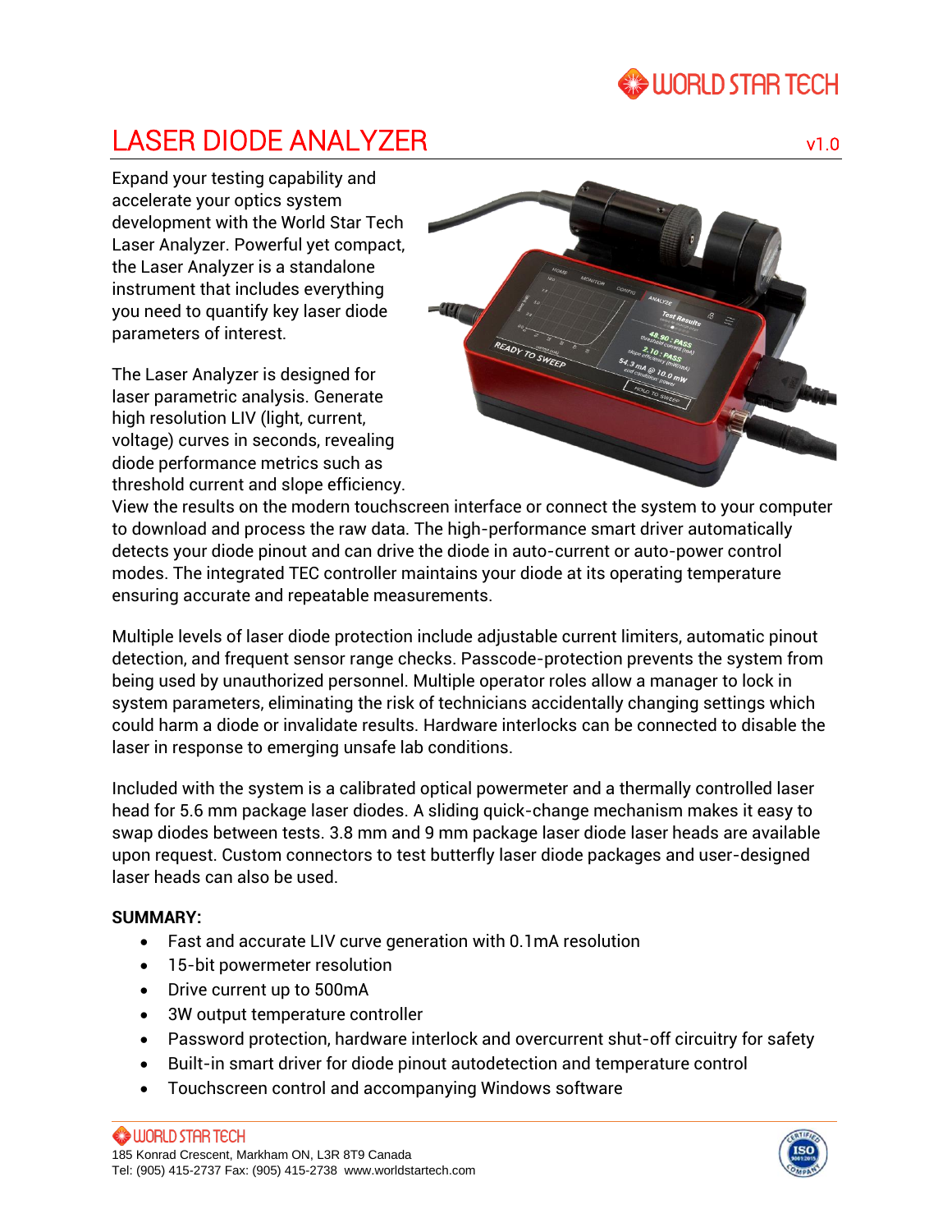# LASER DIODE ANALYZER

v1.0

Expand your testing capability and accelerate your optics system development with the World Star Tech Laser Analyzer. Powerful yet compact, the Laser Analyzer is a standalone instrument that includes everything you need to quantify key laser diode parameters of interest.

The Laser Analyzer is designed for laser parametric analysis. Generate high resolution LIV (light, current, voltage) curves in seconds, revealing diode performance metrics such as threshold current and slope efficiency. View the results on the modern touchscreen interface or connect the system to your computer to download and process the raw data. The high-performance smart driver automatically detects your diode pinout and can drive the diode in auto-current or auto-power control modes. The integrated TEC controller maintains your diode at its operating temperature ensuring accurate and repeatable measurements.

Multiple levels of laser diode protection include adjustable current limiters, automatic pinout detection, and frequent sensor range checks. Passcode-protection prevents the system from being used by unauthorized personnel. Multiple operator roles allow a manager to lock in system parameters, eliminating the risk of technicians accidentally changing settings which could harm a diode or invalidate results. Hardware interlocks can be connected to disable the laser in response to emerging unsafe lab conditions.

Included with the system is a calibrated optical powermeter and a thermally controlled laser head for 5.6 mm package laser diodes. A sliding quick-change mechanism makes it easy to swap diodes between tests. 3.8 mm and 9 mm package laser diode laser heads are available upon request. Custom connectors to test butterfly laser diode packages and user-designed laser heads can also be used.

**SUMMARY:**

- Fast and accurate LIV curve generation with 0.1mA resolution
- 15-bit powermeter resolution
- Drive current up to 500mA
- 3W output temperature controller
- Password protection, hardware interlock and overcurrent shut-off circuitry for safety
- Built-in smart driver for diode pinout autodetection and temperature control
- Touchscreen control and accompanying Windows software

WORLD STAR TECH
185 Konrad Crescent, Markham ON, L3R 8T9 Canada
Tel: (905) 415-2737 Fax: (905) 415-2738 www.worldstartech.com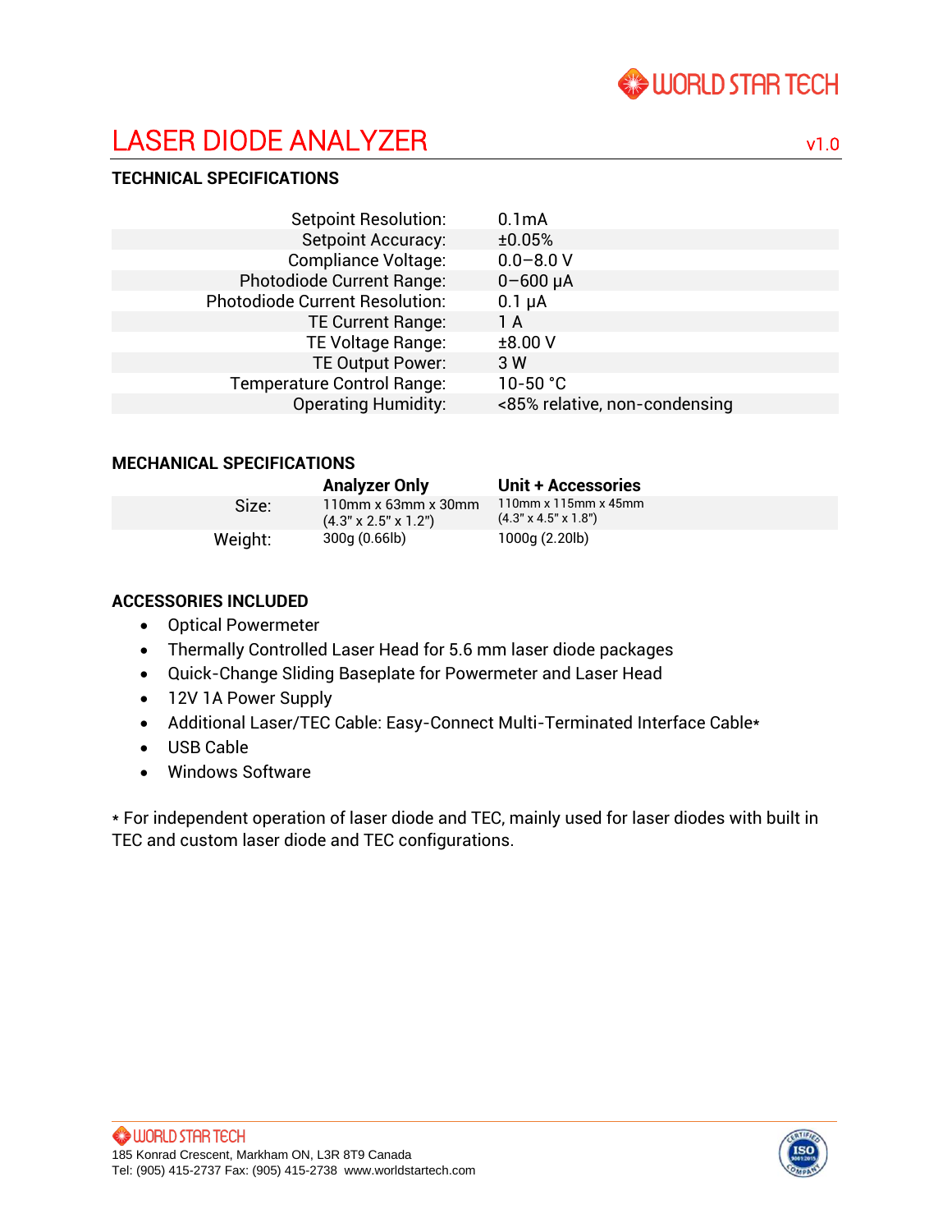# LASER DIODE ANALYZER

v1.0

## TECHNICAL SPECIFICATIONS

| | |
|---|---|
| Setpoint Resolution: | 0.1mA |
| Setpoint Accuracy: | ±0.05% |
| Compliance Voltage: | 0.0–8.0 V |
| Photodiode Current Range: | 0–600 µA |
| Photodiode Current Resolution: | 0.1 µA |
| TE Current Range: | 1 A |
| TE Voltage Range: | ±8.00 V |
| TE Output Power: | 3 W |
| Temperature Control Range: | 10-50 °C |
| Operating Humidity: | <85% relative, non-condensing |

## MECHANICAL SPECIFICATIONS

| | Analyzer Only | Unit + Accessories |
|---|---|---|
| Size: | 110mm x 63mm x 30mm (4.3" x 2.5" x 1.2") | 110mm x 115mm x 45mm (4.3" x 4.5" x 1.8") |
| Weight: | 300g (0.66lb) | 1000g (2.20lb) |

## ACCESSORIES INCLUDED

- Optical Powermeter
- Thermally Controlled Laser Head for 5.6 mm laser diode packages
- Quick-Change Sliding Baseplate for Powermeter and Laser Head
- 12V 1A Power Supply
- Additional Laser/TEC Cable: Easy-Connect Multi-Terminated Interface Cable*
- USB Cable
- Windows Software

* For independent operation of laser diode and TEC, mainly used for laser diodes with built in TEC and custom laser diode and TEC configurations.

WORLD STAR TECH
185 Konrad Crescent, Markham ON, L3R 8T9 Canada
Tel: (905) 415-2737 Fax: (905) 415-2738 www.worldstartech.com